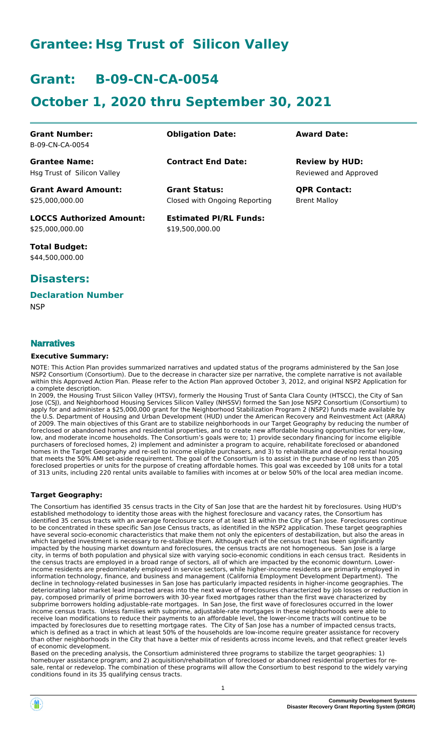# Grantee: Hsg Trust of Silicon Valley

# Grant: B-09-CN-CA-0054

# October 1, 2020 thru September 30, 2021

| | | |
|---|---|---|
| **Grant Number:** B-09-CN-CA-0054 | **Obligation Date:** | **Award Date:** |
| **Grantee Name:** Hsg Trust of Silicon Valley | **Contract End Date:** | **Review by HUD:** Reviewed and Approved |
| **Grant Award Amount:** $25,000,000.00 | **Grant Status:** Closed with Ongoing Reporting | **QPR Contact:** Brent Malloy |
| **LOCCS Authorized Amount:** $25,000,000.00 | **Estimated PI/RL Funds:** $19,500,000.00 | |
| **Total Budget:** $44,500,000.00 | | |

## Disasters:

### Declaration Number

NSP

## Narratives

### Executive Summary:

NOTE: This Action Plan provides summarized narratives and updated status of the programs administered by the San Jose NSP2 Consortium (Consortium). Due to the decrease in character size per narrative, the complete narrative is not available within this Approved Action Plan. Please refer to the Action Plan approved October 3, 2012, and original NSP2 Application for a complete description.

In 2009, the Housing Trust Silicon Valley (HTSV), formerly the Housing Trust of Santa Clara County (HTSCC), the City of San Jose (CSJ), and Neighborhood Housing Services Silicon Valley (NHSSV) formed the San Jose NSP2 Consortium (Consortium) to apply for and administer a $25,000,000 grant for the Neighborhood Stabilization Program 2 (NSP2) funds made available by the U.S. Department of Housing and Urban Development (HUD) under the American Recovery and Reinvestment Act (ARRA) of 2009. The main objectives of this Grant are to stabilize neighborhoods in our Target Geography by reducing the number of foreclosed or abandoned homes and residential properties, and to create new affordable housing opportunities for very-low, low, and moderate income households. The Consortium's goals were to; 1) provide secondary financing for income eligible purchasers of foreclosed homes, 2) implement and administer a program to acquire, rehabilitate foreclosed or abandoned homes in the Target Geography and re-sell to income eligible purchasers, and 3) to rehabilitate and develop rental housing that meets the 50% AMI set-aside requirement. The goal of the Consortium is to assist in the purchase of no less than 205 foreclosed properties or units for the purpose of creating affordable homes. This goal was exceeded by 108 units for a total of 313 units, including 220 rental units available to families with incomes at or below 50% of the local area median income.

### Target Geography:

The Consortium has identified 35 census tracts in the City of San Jose that are the hardest hit by foreclosures. Using HUD's established methodology to identity those areas with the highest foreclosure and vacancy rates, the Consortium has identified 35 census tracts with an average foreclosure score of at least 18 within the City of San Jose. Foreclosures continue to be concentrated in these specific San Jose Census tracts, as identified in the NSP2 application. These target geographies have several socio-economic characteristics that make them not only the epicenters of destabilization, but also the areas in which targeted investment is necessary to re-stabilize them. Although each of the census tract has been significantly impacted by the housing market downturn and foreclosures, the census tracts are not homogeneous. San Jose is a large city, in terms of both population and physical size with varying socio-economic conditions in each census tract. Residents in the census tracts are employed in a broad range of sectors, all of which are impacted by the economic downturn. Lower-income residents are predominately employed in service sectors, while higher-income residents are primarily employed in information technology, finance, and business and management (California Employment Development Department). The decline in technology-related businesses in San Jose has particularly impacted residents in higher-income geographies. The deteriorating labor market lead impacted areas into the next wave of foreclosures characterized by job losses or reduction in pay, composed primarily of prime borrowers with 30-year fixed mortgages rather than the first wave characterized by subprime borrowers holding adjustable-rate mortgages. In San Jose, the first wave of foreclosures occurred in the lower income census tracts. Unless families with subprime, adjustable-rate mortgages in these neighborhoods were able to receive loan modifications to reduce their payments to an affordable level, the lower-income tracts will continue to be impacted by foreclosures due to resetting mortgage rates. The City of San Jose has a number of impacted census tracts, which is defined as a tract in which at least 50% of the households are low-income require greater assistance for recovery than other neighborhoods in the City that have a better mix of residents across income levels, and that reflect greater levels of economic development.

Based on the preceding analysis, the Consortium administered three programs to stabilize the target geographies: 1) homebuyer assistance program; and 2) acquisition/rehabilitation of foreclosed or abandoned residential properties for re-sale, rental or redevelop. The combination of these programs will allow the Consortium to best respond to the widely varying conditions found in its 35 qualifying census tracts.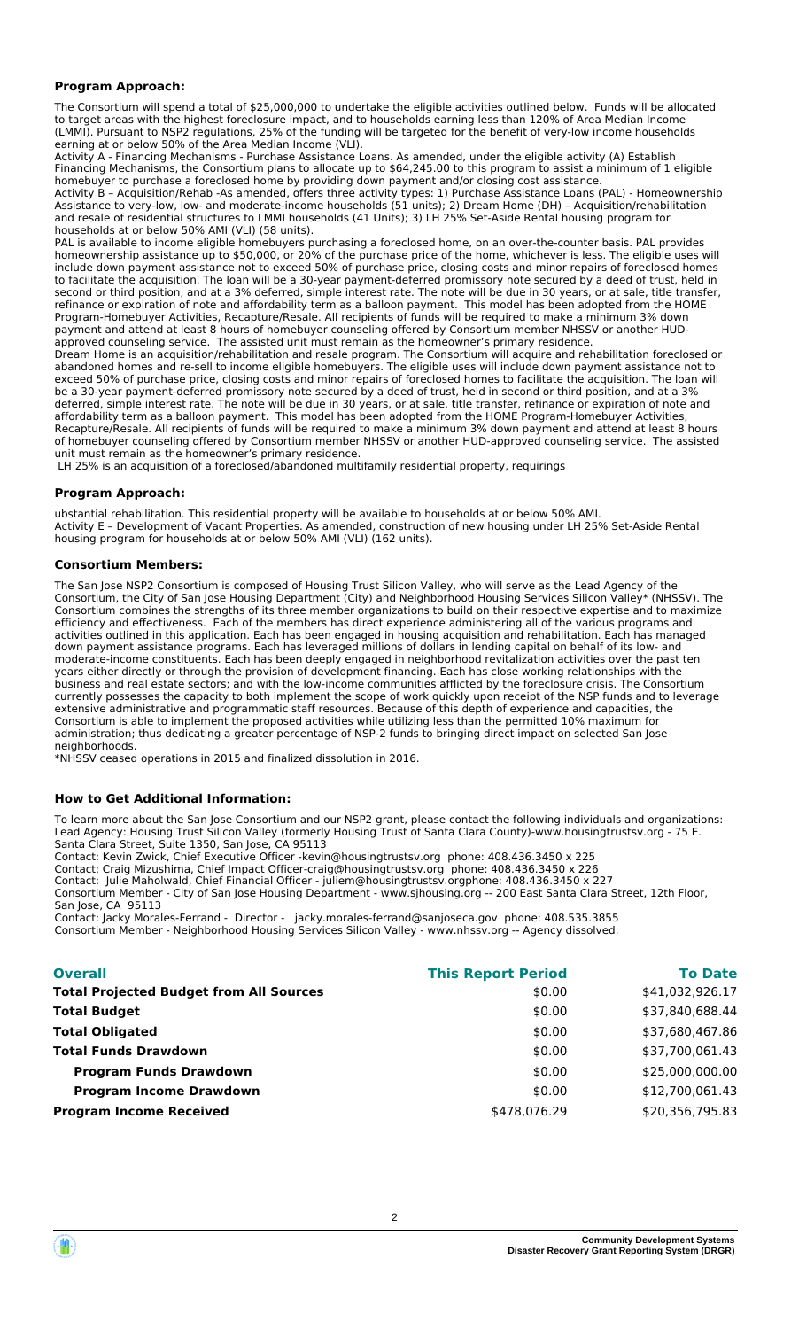**Program Approach:**

The Consortium will spend a total of $25,000,000 to undertake the eligible activities outlined below. Funds will be allocated to target areas with the highest foreclosure impact, and to households earning less than 120% of Area Median Income (LMMI). Pursuant to NSP2 regulations, 25% of the funding will be targeted for the benefit of very-low income households earning at or below 50% of the Area Median Income (VLI).

Activity A - Financing Mechanisms - Purchase Assistance Loans. As amended, under the eligible activity (A) Establish Financing Mechanisms, the Consortium plans to allocate up to $64,245.00 to this program to assist a minimum of 1 eligible homebuyer to purchase a foreclosed home by providing down payment and/or closing cost assistance.

Activity B – Acquisition/Rehab -As amended, offers three activity types: 1) Purchase Assistance Loans (PAL) - Homeownership Assistance to very-low, low- and moderate-income households (51 units); 2) Dream Home (DH) – Acquisition/rehabilitation and resale of residential structures to LMMI households (41 Units); 3) LH 25% Set-Aside Rental housing program for households at or below 50% AMI (VLI) (58 units).

PAL is available to income eligible homebuyers purchasing a foreclosed home, on an over-the-counter basis. PAL provides homeownership assistance up to $50,000, or 20% of the purchase price of the home, whichever is less. The eligible uses will include down payment assistance not to exceed 50% of purchase price, closing costs and minor repairs of foreclosed homes to facilitate the acquisition. The loan will be a 30-year payment-deferred promissory note secured by a deed of trust, held in second or third position, and at a 3% deferred, simple interest rate. The note will be due in 30 years, or at sale, title transfer, refinance or expiration of note and affordability term as a balloon payment. This model has been adopted from the HOME Program-Homebuyer Activities, Recapture/Resale. All recipients of funds will be required to make a minimum 3% down payment and attend at least 8 hours of homebuyer counseling offered by Consortium member NHSSV or another HUD-approved counseling service. The assisted unit must remain as the homeowner's primary residence.

Dream Home is an acquisition/rehabilitation and resale program. The Consortium will acquire and rehabilitation foreclosed or abandoned homes and re-sell to income eligible homebuyers. The eligible uses will include down payment assistance not to exceed 50% of purchase price, closing costs and minor repairs of foreclosed homes to facilitate the acquisition. The loan will be a 30-year payment-deferred promissory note secured by a deed of trust, held in second or third position, and at a 3% deferred, simple interest rate. The note will be due in 30 years, or at sale, title transfer, refinance or expiration of note and affordability term as a balloon payment. This model has been adopted from the HOME Program-Homebuyer Activities, Recapture/Resale. All recipients of funds will be required to make a minimum 3% down payment and attend at least 8 hours of homebuyer counseling offered by Consortium member NHSSV or another HUD-approved counseling service. The assisted unit must remain as the homeowner's primary residence.

LH 25% is an acquisition of a foreclosed/abandoned multifamily residential property, requirings

**Program Approach:**

ubstantial rehabilitation. This residential property will be available to households at or below 50% AMI.

Activity E – Development of Vacant Properties. As amended, construction of new housing under LH 25% Set-Aside Rental housing program for households at or below 50% AMI (VLI) (162 units).

**Consortium Members:**

The San Jose NSP2 Consortium is composed of Housing Trust Silicon Valley, who will serve as the Lead Agency of the Consortium, the City of San Jose Housing Department (City) and Neighborhood Housing Services Silicon Valley* (NHSSV). The Consortium combines the strengths of its three member organizations to build on their respective expertise and to maximize efficiency and effectiveness. Each of the members has direct experience administering all of the various programs and activities outlined in this application. Each has been engaged in housing acquisition and rehabilitation. Each has managed down payment assistance programs. Each has leveraged millions of dollars in lending capital on behalf of its low- and moderate-income constituents. Each has been deeply engaged in neighborhood revitalization activities over the past ten years either directly or through the provision of development financing. Each has close working relationships with the business and real estate sectors; and with the low-income communities afflicted by the foreclosure crisis. The Consortium currently possesses the capacity to both implement the scope of work quickly upon receipt of the NSP funds and to leverage extensive administrative and programmatic staff resources. Because of this depth of experience and capacities, the Consortium is able to implement the proposed activities while utilizing less than the permitted 10% maximum for administration; thus dedicating a greater percentage of NSP-2 funds to bringing direct impact on selected San Jose neighborhoods.

*NHSSV ceased operations in 2015 and finalized dissolution in 2016.

**How to Get Additional Information:**

To learn more about the San Jose Consortium and our NSP2 grant, please contact the following individuals and organizations:

Lead Agency: Housing Trust Silicon Valley (formerly Housing Trust of Santa Clara County)-www.housingtrustsv.org - 75 E. Santa Clara Street, Suite 1350, San Jose, CA 95113

Contact: Kevin Zwick, Chief Executive Officer -kevin@housingtrustsv.org phone: 408.436.3450 x 225

Contact: Craig Mizushima, Chief Impact Officer-craig@housingtrustsv.org phone: 408.436.3450 x 226

Contact: Julie Maholwald, Chief Financial Officer - juliem@housingtrustsv.orgphone: 408.436.3450 x 227

Consortium Member - City of San Jose Housing Department - www.sjhousing.org -- 200 East Santa Clara Street, 12th Floor, San Jose, CA 95113

Contact: Jacky Morales-Ferrand - Director - jacky.morales-ferrand@sanjoseca.gov phone: 408.535.3855

Consortium Member - Neighborhood Housing Services Silicon Valley - www.nhssv.org -- Agency dissolved.

| Overall | This Report Period | To Date |
|---|---|---|
| **Total Projected Budget from All Sources** | $0.00 | $41,032,926.17 |
| **Total Budget** | $0.00 | $37,840,688.44 |
| **Total Obligated** | $0.00 | $37,680,467.86 |
| **Total Funds Drawdown** | $0.00 | $37,700,061.43 |
| **Program Funds Drawdown** | $0.00 | $25,000,000.00 |
| **Program Income Drawdown** | $0.00 | $12,700,061.43 |
| **Program Income Received** | $478,076.29 | $20,356,795.83 |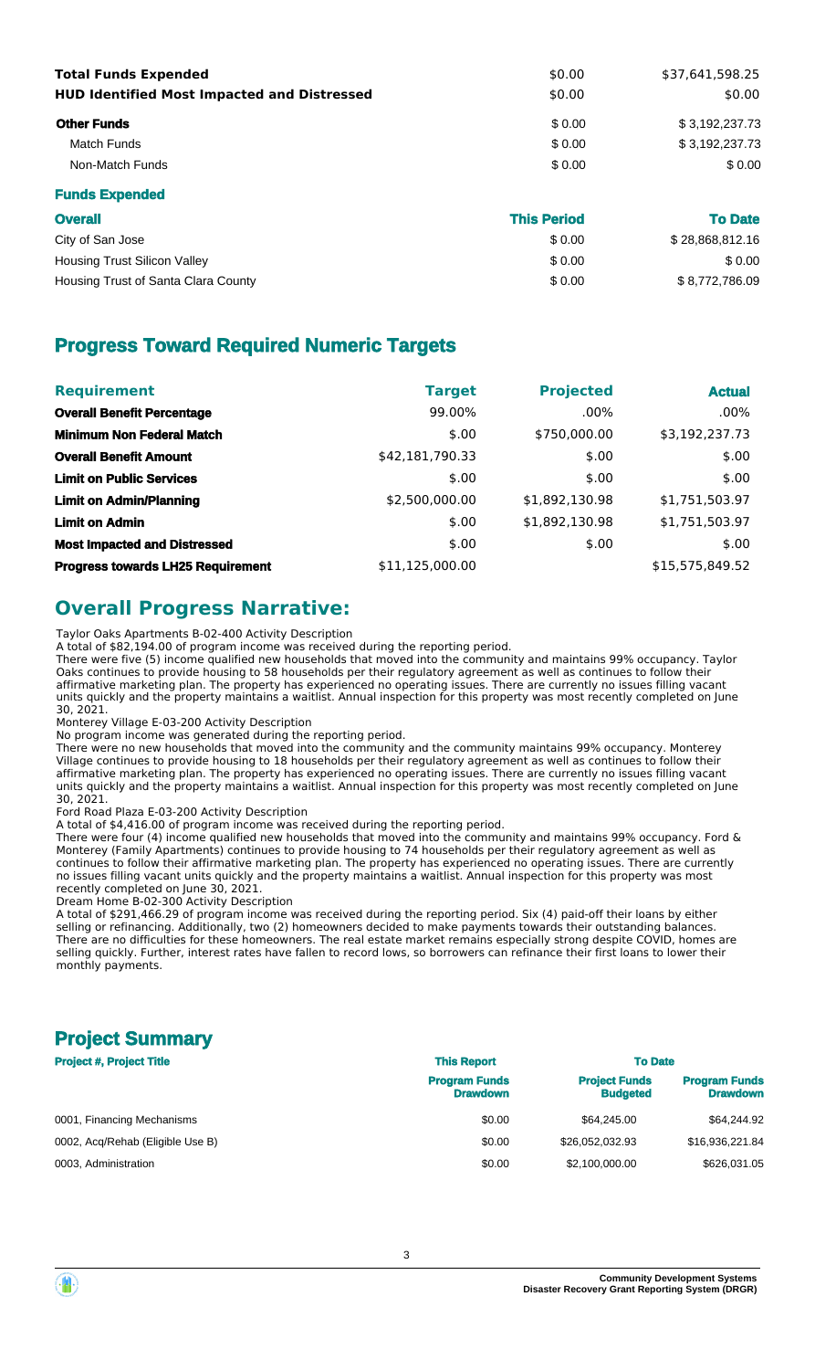| | | |
|---|---|---|
| **Total Funds Expended** | $0.00 | $37,641,598.25 |
| **HUD Identified Most Impacted and Distressed** | $0.00 | $0.00 |
| **Other Funds** | $ 0.00 | $ 3,192,237.73 |
| Match Funds | $ 0.00 | $ 3,192,237.73 |
| Non-Match Funds | $ 0.00 | $ 0.00 |

**Funds Expended**

| Overall | This Period | To Date |
|---|---|---|
| City of San Jose | $ 0.00 | $ 28,868,812.16 |
| Housing Trust Silicon Valley | $ 0.00 | $ 0.00 |
| Housing Trust of Santa Clara County | $ 0.00 | $ 8,772,786.09 |

## Progress Toward Required Numeric Targets

| Requirement | Target | Projected | Actual |
|---|---|---|---|
| **Overall Benefit Percentage** | 99.00% | .00% | .00% |
| **Minimum Non Federal Match** | $.00 | $750,000.00 | $3,192,237.73 |
| **Overall Benefit Amount** | $42,181,790.33 | $.00 | $.00 |
| **Limit on Public Services** | $.00 | $.00 | $.00 |
| **Limit on Admin/Planning** | $2,500,000.00 | $1,892,130.98 | $1,751,503.97 |
| **Limit on Admin** | $.00 | $1,892,130.98 | $1,751,503.97 |
| **Most Impacted and Distressed** | $.00 | $.00 | $.00 |
| **Progress towards LH25 Requirement** | $11,125,000.00 | | $15,575,849.52 |

## Overall Progress Narrative:

Taylor Oaks Apartments B-02-400 Activity Description
A total of $82,194.00 of program income was received during the reporting period.
There were five (5) income qualified new households that moved into the community and maintains 99% occupancy. Taylor Oaks continues to provide housing to 58 households per their regulatory agreement as well as continues to follow their affirmative marketing plan. The property has experienced no operating issues. There are currently no issues filling vacant units quickly and the property maintains a waitlist. Annual inspection for this property was most recently completed on June 30, 2021.
Monterey Village E-03-200 Activity Description
No program income was generated during the reporting period.
There were no new households that moved into the community and the community maintains 99% occupancy. Monterey Village continues to provide housing to 18 households per their regulatory agreement as well as continues to follow their affirmative marketing plan. The property has experienced no operating issues. There are currently no issues filling vacant units quickly and the property maintains a waitlist. Annual inspection for this property was most recently completed on June 30, 2021.
Ford Road Plaza E-03-200 Activity Description
A total of $4,416.00 of program income was received during the reporting period.
There were four (4) income qualified new households that moved into the community and maintains 99% occupancy. Ford & Monterey (Family Apartments) continues to provide housing to 74 households per their regulatory agreement as well as continues to follow their affirmative marketing plan. The property has experienced no operating issues. There are currently no issues filling vacant units quickly and the property maintains a waitlist. Annual inspection for this property was most recently completed on June 30, 2021.
Dream Home B-02-300 Activity Description
A total of $291,466.29 of program income was received during the reporting period. Six (4) paid-off their loans by either selling or refinancing. Additionally, two (2) homeowners decided to make payments towards their outstanding balances. There are no difficulties for these homeowners. The real estate market remains especially strong despite COVID, homes are selling quickly. Further, interest rates have fallen to record lows, so borrowers can refinance their first loans to lower their monthly payments.

## Project Summary

| Project #, Project Title | This Report | To Date | |
|---|---|---|---|
| | Program Funds Drawdown | Project Funds Budgeted | Program Funds Drawdown |
| 0001, Financing Mechanisms | $0.00 | $64,245.00 | $64,244.92 |
| 0002, Acq/Rehab (Eligible Use B) | $0.00 | $26,052,032.93 | $16,936,221.84 |
| 0003, Administration | $0.00 | $2,100,000.00 | $626,031.05 |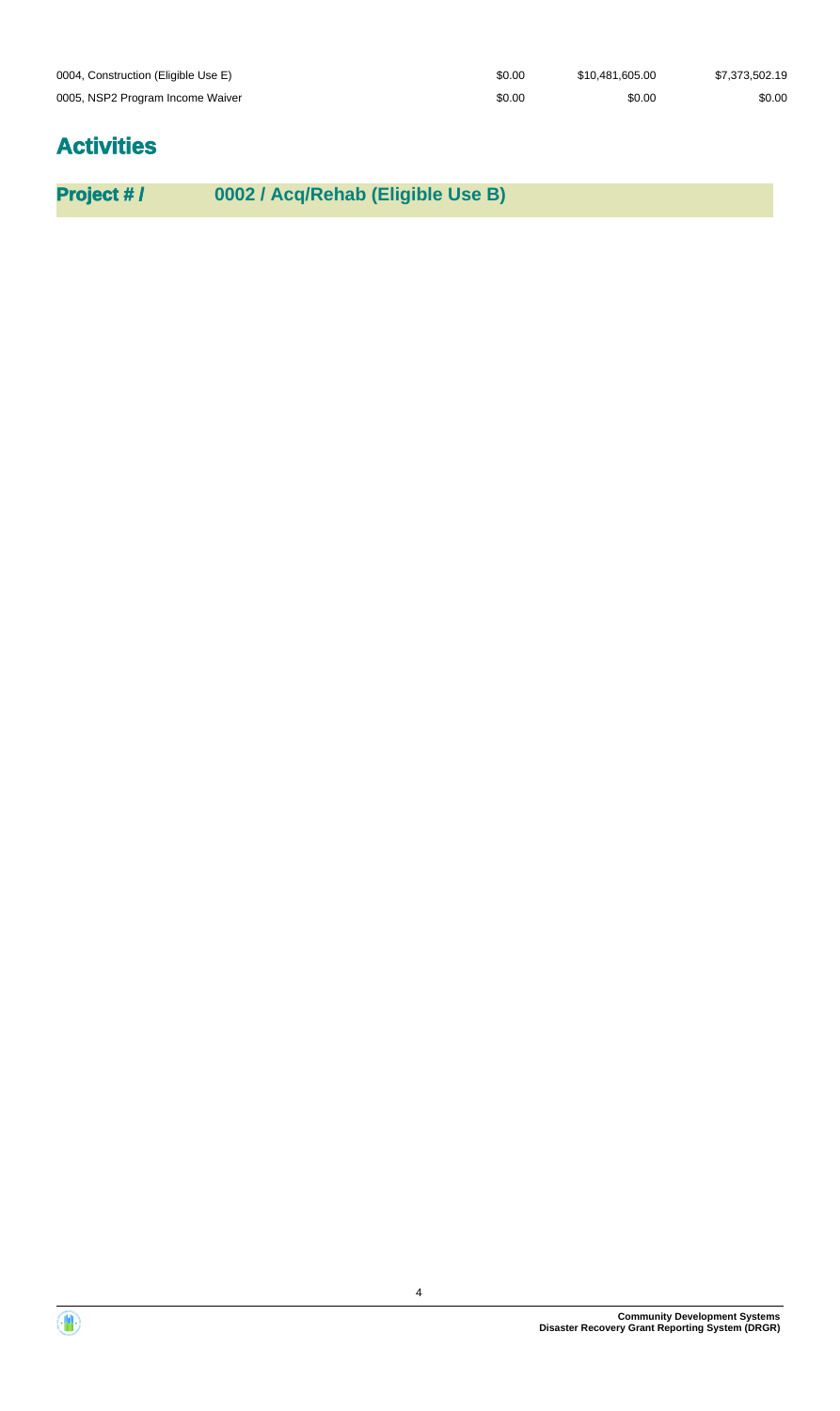| | | | |
|---|---|---|---|
| 0004, Construction (Eligible Use E) | $0.00 | $10,481,605.00 | $7,373,502.19 |
| 0005, NSP2 Program Income Waiver | $0.00 | $0.00 | $0.00 |

# Activities

**Project # / 0002 / Acq/Rehab (Eligible Use B)**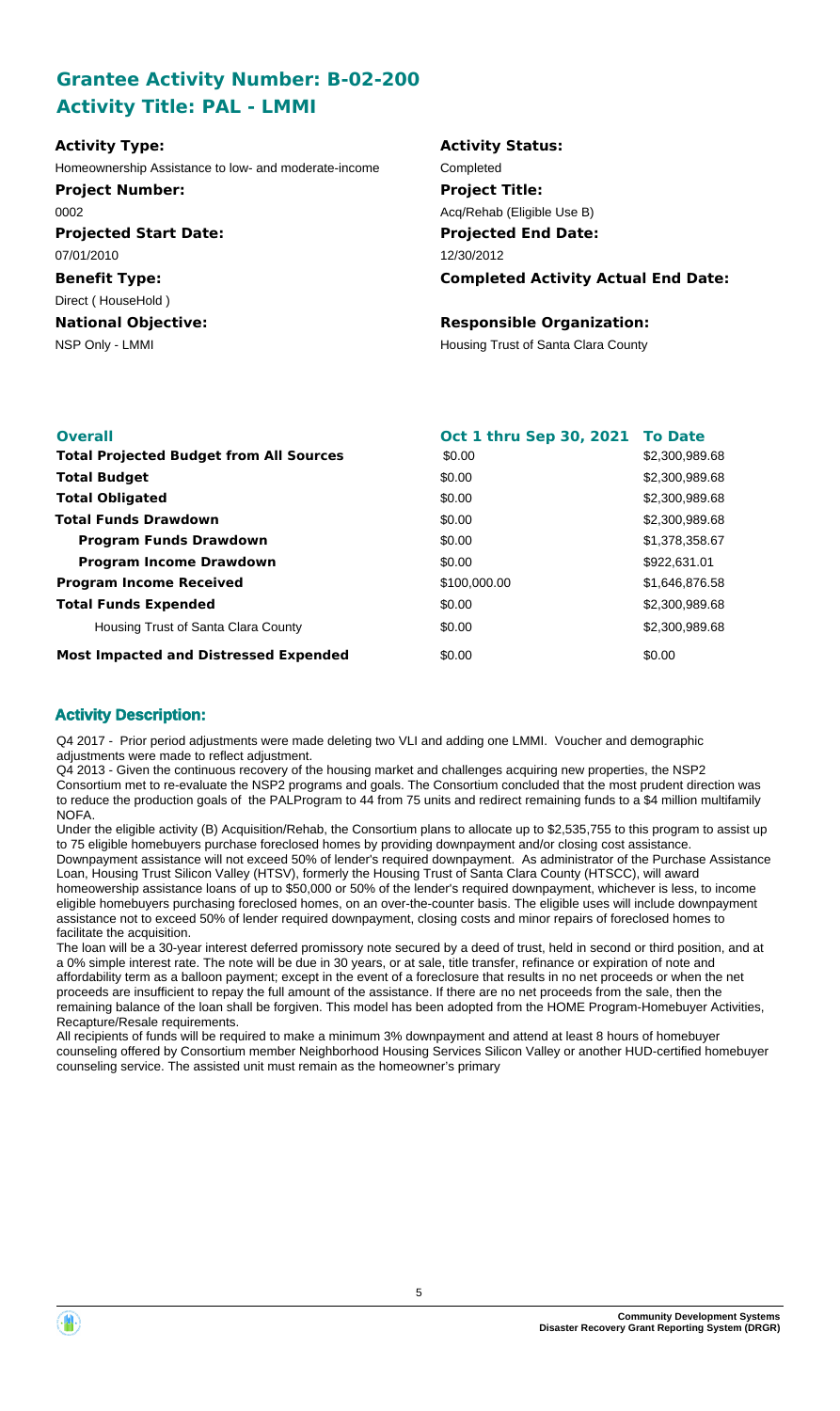## Grantee Activity Number: B-02-200
## Activity Title: PAL - LMMI

**Activity Type:**
Homeownership Assistance to low- and moderate-income

**Project Number:**
0002

**Projected Start Date:**
07/01/2010

**Benefit Type:**
Direct ( HouseHold )

**National Objective:**
NSP Only - LMMI

**Activity Status:**
Completed

**Project Title:**
Acq/Rehab (Eligible Use B)

**Projected End Date:**
12/30/2012

**Completed Activity Actual End Date:**

**Responsible Organization:**
Housing Trust of Santa Clara County

| Overall | Oct 1 thru Sep 30, 2021 | To Date |
|---|---|---|
| **Total Projected Budget from All Sources** | \$0.00 | \$2,300,989.68 |
| **Total Budget** | \$0.00 | \$2,300,989.68 |
| **Total Obligated** | \$0.00 | \$2,300,989.68 |
| **Total Funds Drawdown** | \$0.00 | \$2,300,989.68 |
| **Program Funds Drawdown** | \$0.00 | \$1,378,358.67 |
| **Program Income Drawdown** | \$0.00 | \$922,631.01 |
| **Program Income Received** | \$100,000.00 | \$1,646,876.58 |
| **Total Funds Expended** | \$0.00 | \$2,300,989.68 |
| Housing Trust of Santa Clara County | \$0.00 | \$2,300,989.68 |
| **Most Impacted and Distressed Expended** | \$0.00 | \$0.00 |

### Activity Description:

Q4 2017 - Prior period adjustments were made deleting two VLI and adding one LMMI. Voucher and demographic adjustments were made to reflect adjustment.

Q4 2013 - Given the continuous recovery of the housing market and challenges acquiring new properties, the NSP2 Consortium met to re-evaluate the NSP2 programs and goals. The Consortium concluded that the most prudent direction was to reduce the production goals of the PALProgram to 44 from 75 units and redirect remaining funds to a \$4 million multifamily NOFA.

Under the eligible activity (B) Acquisition/Rehab, the Consortium plans to allocate up to \$2,535,755 to this program to assist up to 75 eligible homebuyers purchase foreclosed homes by providing downpayment and/or closing cost assistance.

Downpayment assistance will not exceed 50% of lender's required downpayment. As administrator of the Purchase Assistance Loan, Housing Trust Silicon Valley (HTSV), formerly the Housing Trust of Santa Clara County (HTSCC), will award homeownership assistance loans of up to \$50,000 or 50% of the lender's required downpayment, whichever is less, to income eligible homebuyers purchasing foreclosed homes, on an over-the-counter basis. The eligible uses will include downpayment assistance not to exceed 50% of lender required downpayment, closing costs and minor repairs of foreclosed homes to facilitate the acquisition.

The loan will be a 30-year interest deferred promissory note secured by a deed of trust, held in second or third position, and at a 0% simple interest rate. The note will be due in 30 years, or at sale, title transfer, refinance or expiration of note and affordability term as a balloon payment; except in the event of a foreclosure that results in no net proceeds or when the net proceeds are insufficient to repay the full amount of the assistance. If there are no net proceeds from the sale, then the remaining balance of the loan shall be forgiven. This model has been adopted from the HOME Program-Homebuyer Activities, Recapture/Resale requirements.

All recipients of funds will be required to make a minimum 3% downpayment and attend at least 8 hours of homebuyer counseling offered by Consortium member Neighborhood Housing Services Silicon Valley or another HUD-certified homebuyer counseling service. The assisted unit must remain as the homeowner's primary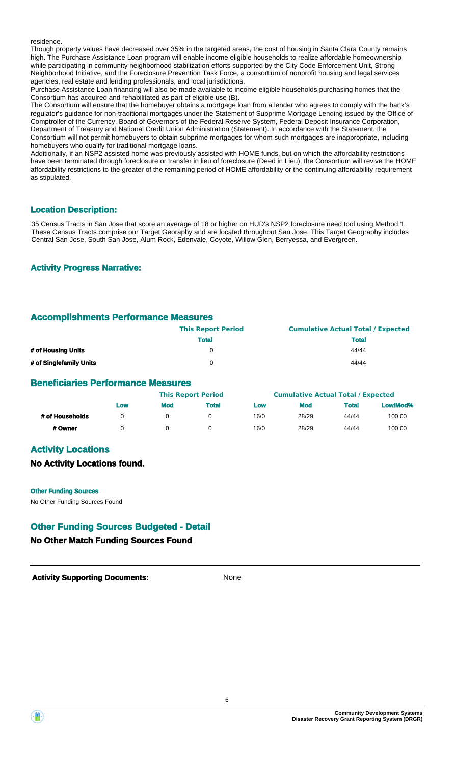residence.

Though property values have decreased over 35% in the targeted areas, the cost of housing in Santa Clara County remains high. The Purchase Assistance Loan program will enable income eligible households to realize affordable homeownership while participating in community neighborhood stabilization efforts supported by the City Code Enforcement Unit, Strong Neighborhood Initiative, and the Foreclosure Prevention Task Force, a consortium of nonprofit housing and legal services agencies, real estate and lending professionals, and local jurisdictions.

Purchase Assistance Loan financing will also be made available to income eligible households purchasing homes that the Consortium has acquired and rehabilitated as part of eligible use (B).

The Consortium will ensure that the homebuyer obtains a mortgage loan from a lender who agrees to comply with the bank's regulator's guidance for non-traditional mortgages under the Statement of Subprime Mortgage Lending issued by the Office of Comptroller of the Currency, Board of Governors of the Federal Reserve System, Federal Deposit Insurance Corporation, Department of Treasury and National Credit Union Administration (Statement). In accordance with the Statement, the Consortium will not permit homebuyers to obtain subprime mortgages for whom such mortgages are inappropriate, including homebuyers who qualify for traditional mortgage loans.

Additionally, if an NSP2 assisted home was previously assisted with HOME funds, but on which the affordability restrictions have been terminated through foreclosure or transfer in lieu of foreclosure (Deed in Lieu), the Consortium will revive the HOME affordability restrictions to the greater of the remaining period of HOME affordability or the continuing affordability requirement as stipulated.

## Location Description:

35 Census Tracts in San Jose that score an average of 18 or higher on HUD's NSP2 foreclosure need tool using Method 1. These Census Tracts comprise our Target Georaphy and are located throughout San Jose. This Target Geography includes Central San Jose, South San Jose, Alum Rock, Edenvale, Coyote, Willow Glen, Berryessa, and Evergreen.

## Activity Progress Narrative:

## Accomplishments Performance Measures

| | This Report Period | Cumulative Actual Total / Expected |
|---|---|---|
| | Total | Total |
| # of Housing Units | 0 | 44/44 |
| # of Singlefamily Units | 0 | 44/44 |

## Beneficiaries Performance Measures

| | This Report Period | | | Cumulative Actual Total / Expected | | | |
|---|---|---|---|---|---|---|---|
| | Low | Mod | Total | Low | Mod | Total | Low/Mod% |
| # of Households | 0 | 0 | 0 | 16/0 | 28/29 | 44/44 | 100.00 |
| # Owner | 0 | 0 | 0 | 16/0 | 28/29 | 44/44 | 100.00 |

## Activity Locations

### No Activity Locations found.

**Other Funding Sources**

No Other Funding Sources Found

## Other Funding Sources Budgeted - Detail

### No Other Match Funding Sources Found

**Activity Supporting Documents:** None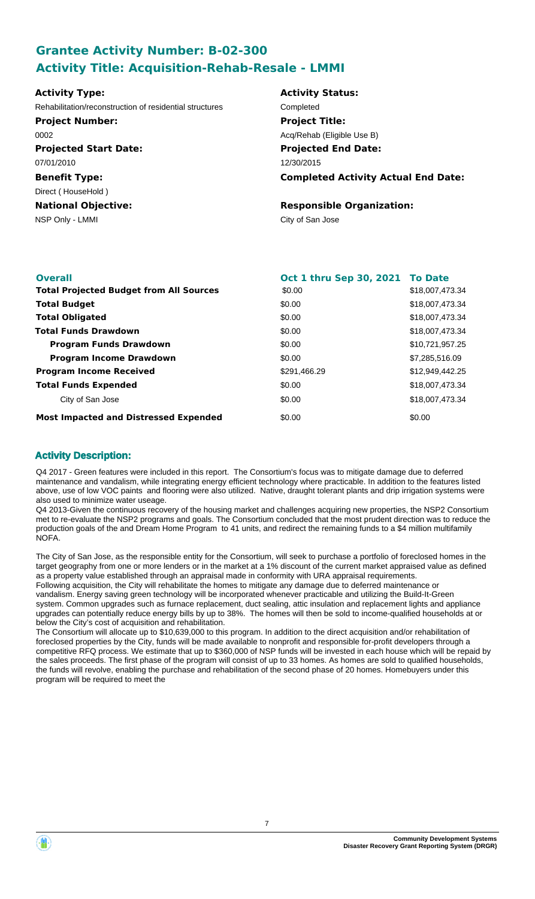## Grantee Activity Number: B-02-300
## Activity Title: Acquisition-Rehab-Resale - LMMI

**Activity Type:**
Rehabilitation/reconstruction of residential structures

**Activity Status:**
Completed

**Project Number:**
0002

**Project Title:**
Acq/Rehab (Eligible Use B)

**Projected Start Date:**
07/01/2010

**Projected End Date:**
12/30/2015

**Benefit Type:**
Direct ( HouseHold )

**Completed Activity Actual End Date:**

**National Objective:**
NSP Only - LMMI

**Responsible Organization:**
City of San Jose

| **Overall** | **Oct 1 thru Sep 30, 2021** | **To Date** |
|---|---|---|
| **Total Projected Budget from All Sources** | $0.00 | $18,007,473.34 |
| **Total Budget** | $0.00 | $18,007,473.34 |
| **Total Obligated** | $0.00 | $18,007,473.34 |
| **Total Funds Drawdown** | $0.00 | $18,007,473.34 |
| **Program Funds Drawdown** | $0.00 | $10,721,957.25 |
| **Program Income Drawdown** | $0.00 | $7,285,516.09 |
| **Program Income Received** | $291,466.29 | $12,949,442.25 |
| **Total Funds Expended** | $0.00 | $18,007,473.34 |
| City of San Jose | $0.00 | $18,007,473.34 |
| **Most Impacted and Distressed Expended** | $0.00 | $0.00 |

### Activity Description:

Q4 2017 - Green features were included in this report. The Consortium's focus was to mitigate damage due to deferred maintenance and vandalism, while integrating energy efficient technology where practicable. In addition to the features listed above, use of low VOC paints and flooring were also utilized. Native, draught tolerant plants and drip irrigation systems were also used to minimize water useage.

Q4 2013-Given the continuous recovery of the housing market and challenges acquiring new properties, the NSP2 Consortium met to re-evaluate the NSP2 programs and goals. The Consortium concluded that the most prudent direction was to reduce the production goals of the and Dream Home Program to 41 units, and redirect the remaining funds to a $4 million multifamily NOFA.

The City of San Jose, as the responsible entity for the Consortium, will seek to purchase a portfolio of foreclosed homes in the target geography from one or more lenders or in the market at a 1% discount of the current market appraised value as defined as a property value established through an appraisal made in conformity with URA appraisal requirements.
Following acquisition, the City will rehabilitate the homes to mitigate any damage due to deferred maintenance or vandalism. Energy saving green technology will be incorporated whenever practicable and utilizing the Build-It-Green system. Common upgrades such as furnace replacement, duct sealing, attic insulation and replacement lights and appliance upgrades can potentially reduce energy bills by up to 38%. The homes will then be sold to income-qualified households at or below the City's cost of acquisition and rehabilitation.
The Consortium will allocate up to $10,639,000 to this program. In addition to the direct acquisition and/or rehabilitation of foreclosed properties by the City, funds will be made available to nonprofit and responsible for-profit developers through a competitive RFQ process. We estimate that up to $360,000 of NSP funds will be invested in each house which will be repaid by the sales proceeds. The first phase of the program will consist of up to 33 homes. As homes are sold to qualified households, the funds will revolve, enabling the purchase and rehabilitation of the second phase of 20 homes. Homebuyers under this program will be required to meet the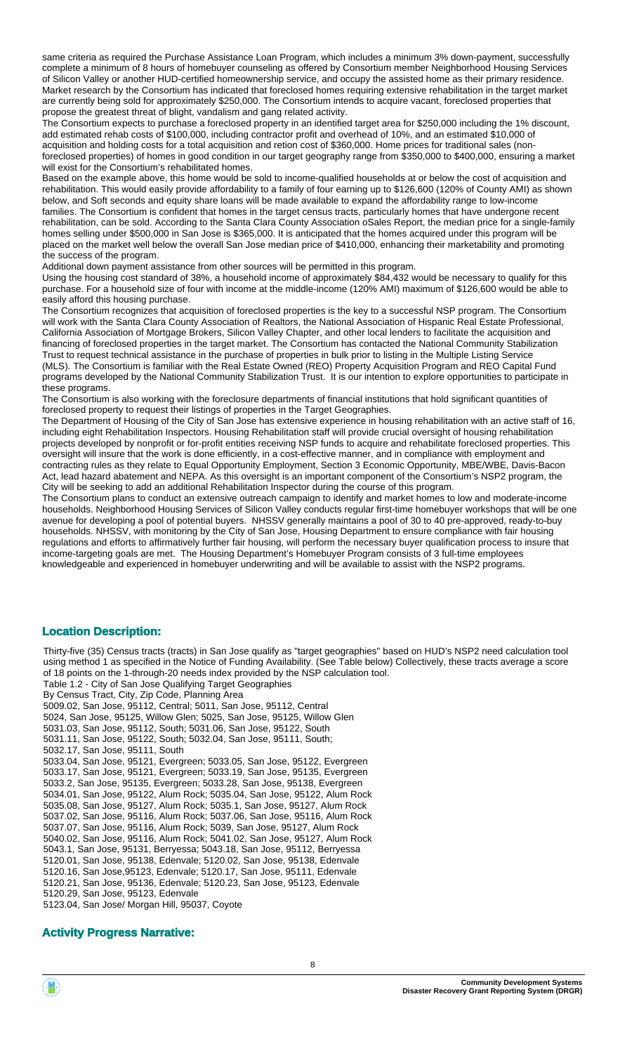same criteria as required the Purchase Assistance Loan Program, which includes a minimum 3% down-payment, successfully complete a minimum of 8 hours of homebuyer counseling as offered by Consortium member Neighborhood Housing Services of Silicon Valley or another HUD-certified homeownership service, and occupy the assisted home as their primary residence. Market research by the Consortium has indicated that foreclosed homes requiring extensive rehabilitation in the target market are currently being sold for approximately $250,000. The Consortium intends to acquire vacant, foreclosed properties that propose the greatest threat of blight, vandalism and gang related activity.

The Consortium expects to purchase a foreclosed property in an identified target area for $250,000 including the 1% discount, add estimated rehab costs of $100,000, including contractor profit and overhead of 10%, and an estimated $10,000 of acquisition and holding costs for a total acquisition and retion cost of $360,000. Home prices for traditional sales (non-foreclosed properties) of homes in good condition in our target geography range from $350,000 to $400,000, ensuring a market will exist for the Consortium's rehabilitated homes.

Based on the example above, this home would be sold to income-qualified households at or below the cost of acquisition and rehabilitation. This would easily provide affordability to a family of four earning up to $126,600 (120% of County AMI) as shown below, and Soft seconds and equity share loans will be made available to expand the affordability range to low-income families. The Consortium is confident that homes in the target census tracts, particularly homes that have undergone recent rehabilitation, can be sold. According to the Santa Clara County Association oSales Report, the median price for a single-family homes selling under $500,000 in San Jose is $365,000. It is anticipated that the homes acquired under this program will be placed on the market well below the overall San Jose median price of $410,000, enhancing their marketability and promoting the success of the program.

Additional down payment assistance from other sources will be permitted in this program.

Using the housing cost standard of 38%, a household income of approximately $84,432 would be necessary to qualify for this purchase. For a household size of four with income at the middle-income (120% AMI) maximum of $126,600 would be able to easily afford this housing purchase.

The Consortium recognizes that acquisition of foreclosed properties is the key to a successful NSP program. The Consortium will work with the Santa Clara County Association of Realtors, the National Association of Hispanic Real Estate Professional, California Association of Mortgage Brokers, Silicon Valley Chapter, and other local lenders to facilitate the acquisition and financing of foreclosed properties in the target market. The Consortium has contacted the National Community Stabilization Trust to request technical assistance in the purchase of properties in bulk prior to listing in the Multiple Listing Service (MLS). The Consortium is familiar with the Real Estate Owned (REO) Property Acquisition Program and REO Capital Fund programs developed by the National Community Stabilization Trust. It is our intention to explore opportunities to participate in these programs.

The Consortium is also working with the foreclosure departments of financial institutions that hold significant quantities of foreclosed property to request their listings of properties in the Target Geographies.

The Department of Housing of the City of San Jose has extensive experience in housing rehabilitation with an active staff of 16, including eight Rehabilitation Inspectors. Housing Rehabilitation staff will provide crucial oversight of housing rehabilitation projects developed by nonprofit or for-profit entities receiving NSP funds to acquire and rehabilitate foreclosed properties. This oversight will insure that the work is done efficiently, in a cost-effective manner, and in compliance with employment and contracting rules as they relate to Equal Opportunity Employment, Section 3 Economic Opportunity, MBE/WBE, Davis-Bacon Act, lead hazard abatement and NEPA. As this oversight is an important component of the Consortium's NSP2 program, the City will be seeking to add an additional Rehabilitation Inspector during the course of this program.

The Consortium plans to conduct an extensive outreach campaign to identify and market homes to low and moderate-income households. Neighborhood Housing Services of Silicon Valley conducts regular first-time homebuyer workshops that will be one avenue for developing a pool of potential buyers. NHSSV generally maintains a pool of 30 to 40 pre-approved, ready-to-buy households. NHSSV, with monitoring by the City of San Jose, Housing Department to ensure compliance with fair housing regulations and efforts to affirmatively further fair housing, will perform the necessary buyer qualification process to insure that income-targeting goals are met. The Housing Department's Homebuyer Program consists of 3 full-time employees knowledgeable and experienced in homebuyer underwriting and will be available to assist with the NSP2 programs.

## Location Description:

Thirty-five (35) Census tracts (tracts) in San Jose qualify as "target geographies" based on HUD's NSP2 need calculation tool using method 1 as specified in the Notice of Funding Availability. (See Table below) Collectively, these tracts average a score of 18 points on the 1-through-20 needs index provided by the NSP calculation tool.

Table 1.2 - City of San Jose Qualifying Target Geographies

By Census Tract, City, Zip Code, Planning Area

5009.02, San Jose, 95112, Central; 5011, San Jose, 95112, Central
5024, San Jose, 95125, Willow Glen; 5025, San Jose, 95125, Willow Glen
5031.03, San Jose, 95112, South; 5031.06, San Jose, 95122, South
5031.11, San Jose, 95122, South; 5032.04, San Jose, 95111, South;
5032.17, San Jose, 95111, South
5033.04, San Jose, 95121, Evergreen; 5033.05, San Jose, 95122, Evergreen
5033.17, San Jose, 95121, Evergreen; 5033.19, San Jose, 95135, Evergreen
5033.2, San Jose, 95135, Evergreen; 5033.28, San Jose, 95138, Evergreen
5034.01, San Jose, 95122, Alum Rock; 5035.04, San Jose, 95122, Alum Rock
5035.08, San Jose, 95127, Alum Rock; 5035.1, San Jose, 95127, Alum Rock
5037.02, San Jose, 95116, Alum Rock; 5037.06, San Jose, 95116, Alum Rock
5037.07, San Jose, 95116, Alum Rock; 5039, San Jose, 95127, Alum Rock
5040.02, San Jose, 95116, Alum Rock; 5041.02, San Jose, 95127, Alum Rock
5043.1, San Jose, 95131, Berryessa; 5043.18, San Jose, 95112, Berryessa
5120.01, San Jose, 95138, Edenvale; 5120.02, San Jose, 95138, Edenvale
5120.16, San Jose,95123, Edenvale; 5120.17, San Jose, 95111, Edenvale
5120.21, San Jose, 95136, Edenvale; 5120.23, San Jose, 95123, Edenvale
5120.29, San Jose, 95123, Edenvale
5123.04, San Jose/ Morgan Hill, 95037, Coyote

## Activity Progress Narrative: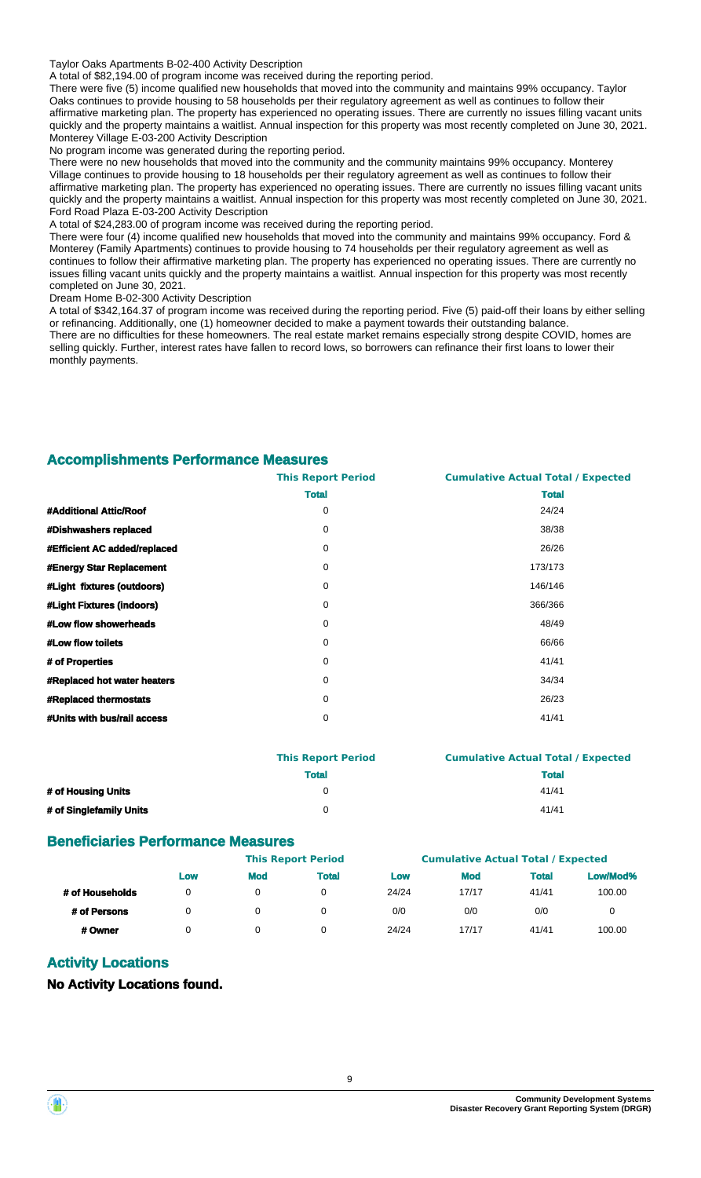Taylor Oaks Apartments B-02-400 Activity Description

A total of $82,194.00 of program income was received during the reporting period.

There were five (5) income qualified new households that moved into the community and maintains 99% occupancy. Taylor Oaks continues to provide housing to 58 households per their regulatory agreement as well as continues to follow their affirmative marketing plan. The property has experienced no operating issues. There are currently no issues filling vacant units quickly and the property maintains a waitlist. Annual inspection for this property was most recently completed on June 30, 2021.

Monterey Village E-03-200 Activity Description

No program income was generated during the reporting period.

There were no new households that moved into the community and the community maintains 99% occupancy. Monterey Village continues to provide housing to 18 households per their regulatory agreement as well as continues to follow their affirmative marketing plan. The property has experienced no operating issues. There are currently no issues filling vacant units quickly and the property maintains a waitlist. Annual inspection for this property was most recently completed on June 30, 2021.

Ford Road Plaza E-03-200 Activity Description

A total of $24,283.00 of program income was received during the reporting period.

There were four (4) income qualified new households that moved into the community and maintains 99% occupancy. Ford & Monterey (Family Apartments) continues to provide housing to 74 households per their regulatory agreement as well as continues to follow their affirmative marketing plan. The property has experienced no operating issues. There are currently no issues filling vacant units quickly and the property maintains a waitlist. Annual inspection for this property was most recently completed on June 30, 2021.

Dream Home B-02-300 Activity Description

A total of $342,164.37 of program income was received during the reporting period. Five (5) paid-off their loans by either selling or refinancing. Additionally, one (1) homeowner decided to make a payment towards their outstanding balance.

There are no difficulties for these homeowners. The real estate market remains especially strong despite COVID, homes are selling quickly. Further, interest rates have fallen to record lows, so borrowers can refinance their first loans to lower their monthly payments.

## Accomplishments Performance Measures

| | This Report Period | Cumulative Actual Total / Expected |
|---|---|---|
| | **Total** | **Total** |
| **#Additional Attic/Roof** | 0 | 24/24 |
| **#Dishwashers replaced** | 0 | 38/38 |
| **#Efficient AC added/replaced** | 0 | 26/26 |
| **#Energy Star Replacement** | 0 | 173/173 |
| **#Light fixtures (outdoors)** | 0 | 146/146 |
| **#Light Fixtures (indoors)** | 0 | 366/366 |
| **#Low flow showerheads** | 0 | 48/49 |
| **#Low flow toilets** | 0 | 66/66 |
| **# of Properties** | 0 | 41/41 |
| **#Replaced hot water heaters** | 0 | 34/34 |
| **#Replaced thermostats** | 0 | 26/23 |
| **#Units with bus/rail access** | 0 | 41/41 |

| | This Report Period | Cumulative Actual Total / Expected |
|---|---|---|
| | **Total** | **Total** |
| **# of Housing Units** | 0 | 41/41 |
| **# of Singlefamily Units** | 0 | 41/41 |

## Beneficiaries Performance Measures

| | This Report Period | | | Cumulative Actual Total / Expected | | | |
|---|---|---|---|---|---|---|---|
| | **Low** | **Mod** | **Total** | **Low** | **Mod** | **Total** | **Low/Mod%** |
| **# of Households** | 0 | 0 | 0 | 24/24 | 17/17 | 41/41 | 100.00 |
| **# of Persons** | 0 | 0 | 0 | 0/0 | 0/0 | 0/0 | 0 |
| **# Owner** | 0 | 0 | 0 | 24/24 | 17/17 | 41/41 | 100.00 |

## Activity Locations

### No Activity Locations found.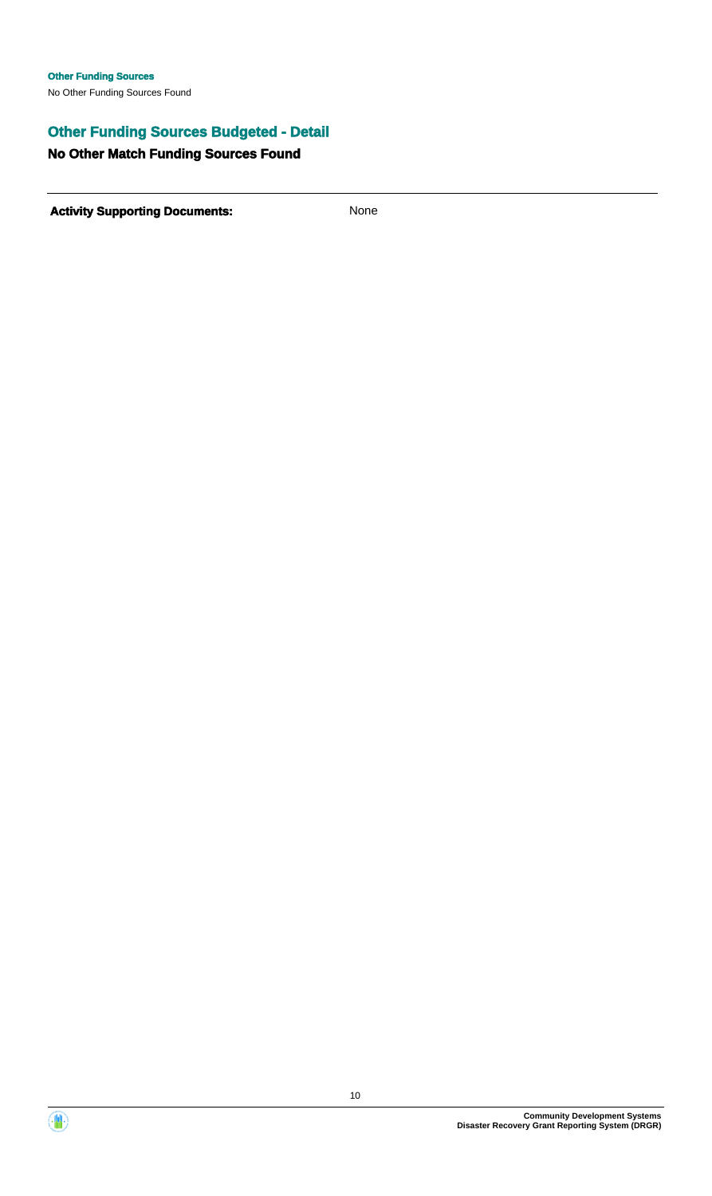**Other Funding Sources**

No Other Funding Sources Found

## Other Funding Sources Budgeted - Detail

### No Other Match Funding Sources Found

---

**Activity Supporting Documents:** None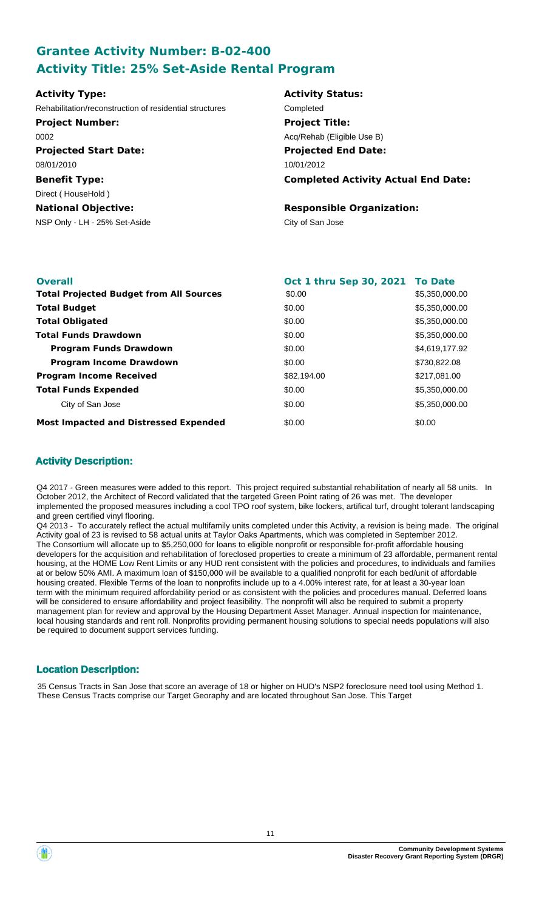## Grantee Activity Number: B-02-400
## Activity Title: 25% Set-Aside Rental Program

**Activity Type:**
Rehabilitation/reconstruction of residential structures

**Activity Status:**
Completed

**Project Number:**
0002

**Project Title:**
Acq/Rehab (Eligible Use B)

**Projected Start Date:**
08/01/2010

**Projected End Date:**
10/01/2012

**Benefit Type:**
Direct ( HouseHold )

**Completed Activity Actual End Date:**

**National Objective:**
NSP Only - LH - 25% Set-Aside

**Responsible Organization:**
City of San Jose

| Overall | Oct 1 thru Sep 30, 2021 | To Date |
| --- | --- | --- |
| **Total Projected Budget from All Sources** | \$0.00 | \$5,350,000.00 |
| **Total Budget** | \$0.00 | \$5,350,000.00 |
| **Total Obligated** | \$0.00 | \$5,350,000.00 |
| **Total Funds Drawdown** | \$0.00 | \$5,350,000.00 |
| **Program Funds Drawdown** | \$0.00 | \$4,619,177.92 |
| **Program Income Drawdown** | \$0.00 | \$730,822.08 |
| **Program Income Received** | \$82,194.00 | \$217,081.00 |
| **Total Funds Expended** | \$0.00 | \$5,350,000.00 |
| City of San Jose | \$0.00 | \$5,350,000.00 |
| **Most Impacted and Distressed Expended** | \$0.00 | \$0.00 |

### Activity Description:

Q4 2017 - Green measures were added to this report. This project required substantial rehabilitation of nearly all 58 units. In October 2012, the Architect of Record validated that the targeted Green Point rating of 26 was met. The developer implemented the proposed measures including a cool TPO roof system, bike lockers, artifical turf, drought tolerant landscaping and green certified vinyl flooring.
Q4 2013 - To accurately reflect the actual multifamily units completed under this Activity, a revision is being made. The original Activity goal of 23 is revised to 58 actual units at Taylor Oaks Apartments, which was completed in September 2012.
The Consortium will allocate up to \$5,250,000 for loans to eligible nonprofit or responsible for-profit affordable housing developers for the acquisition and rehabilitation of foreclosed properties to create a minimum of 23 affordable, permanent rental housing, at the HOME Low Rent Limits or any HUD rent consistent with the policies and procedures, to individuals and families at or below 50% AMI. A maximum loan of \$150,000 will be available to a qualified nonprofit for each bed/unit of affordable housing created. Flexible Terms of the loan to nonprofits include up to a 4.00% interest rate, for at least a 30-year loan term with the minimum required affordability period or as consistent with the policies and procedures manual. Deferred loans will be considered to ensure affordability and project feasibility. The nonprofit will also be required to submit a property management plan for review and approval by the Housing Department Asset Manager. Annual inspection for maintenance, local housing standards and rent roll. Nonprofits providing permanent housing solutions to special needs populations will also be required to document support services funding.

### Location Description:

35 Census Tracts in San Jose that score an average of 18 or higher on HUD's NSP2 foreclosure need tool using Method 1. These Census Tracts comprise our Target Georaphy and are located throughout San Jose. This Target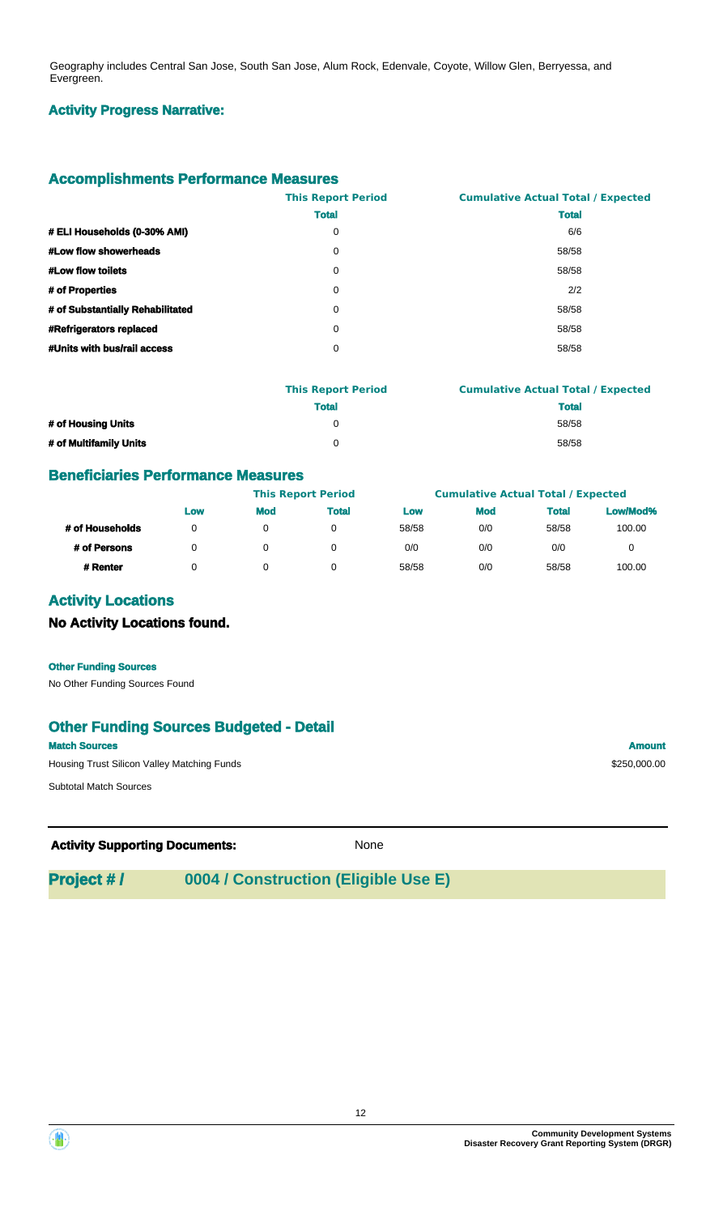Geography includes Central San Jose, South San Jose, Alum Rock, Edenvale, Coyote, Willow Glen, Berryessa, and Evergreen.

### Activity Progress Narrative:

## Accomplishments Performance Measures

| | This Report Period | Cumulative Actual Total / Expected |
|---|---|---|
| | Total | Total |
| # ELI Households (0-30% AMI) | 0 | 6/6 |
| #Low flow showerheads | 0 | 58/58 |
| #Low flow toilets | 0 | 58/58 |
| # of Properties | 0 | 2/2 |
| # of Substantially Rehabilitated | 0 | 58/58 |
| #Refrigerators replaced | 0 | 58/58 |
| #Units with bus/rail access | 0 | 58/58 |

| | This Report Period | Cumulative Actual Total / Expected |
|---|---|---|
| | Total | Total |
| # of Housing Units | 0 | 58/58 |
| # of Multifamily Units | 0 | 58/58 |

## Beneficiaries Performance Measures

| | This Report Period | | | Cumulative Actual Total / Expected | | | |
|---|---|---|---|---|---|---|---|
| | Low | Mod | Total | Low | Mod | Total | Low/Mod% |
| # of Households | 0 | 0 | 0 | 58/58 | 0/0 | 58/58 | 100.00 |
| # of Persons | 0 | 0 | 0 | 0/0 | 0/0 | 0/0 | 0 |
| # Renter | 0 | 0 | 0 | 58/58 | 0/0 | 58/58 | 100.00 |

## Activity Locations

### No Activity Locations found.

**Other Funding Sources**

No Other Funding Sources Found

## Other Funding Sources Budgeted - Detail

| Match Sources | Amount |
|---|---|
| Housing Trust Silicon Valley Matching Funds | $250,000.00 |
| Subtotal Match Sources | |

**Activity Supporting Documents:** None

## Project # / 0004 / Construction (Eligible Use E)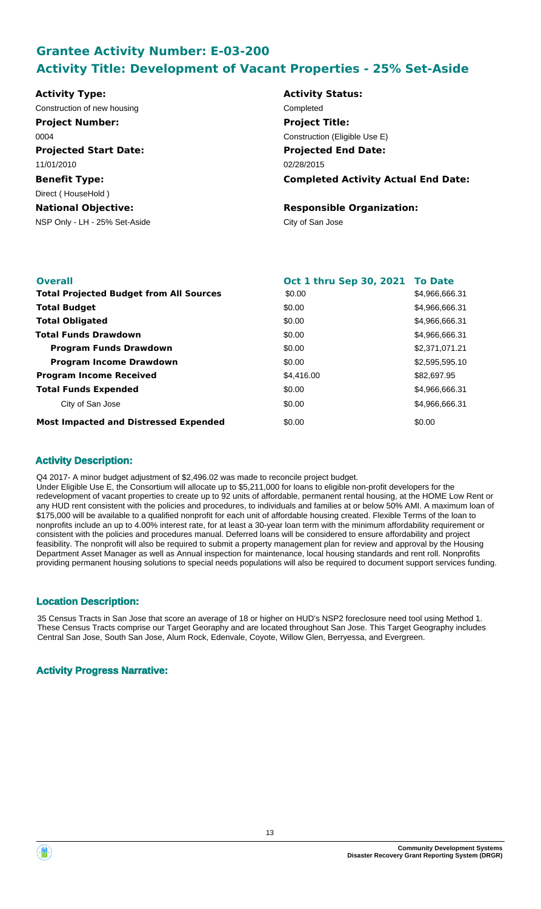## Grantee Activity Number: E-03-200
## Activity Title: Development of Vacant Properties - 25% Set-Aside

**Activity Type:**
Construction of new housing

**Activity Status:**
Completed

**Project Number:**
0004

**Project Title:**
Construction (Eligible Use E)

**Projected Start Date:**
11/01/2010

**Projected End Date:**
02/28/2015

**Benefit Type:**
Direct ( HouseHold )

**Completed Activity Actual End Date:**

**National Objective:**
NSP Only - LH - 25% Set-Aside

**Responsible Organization:**
City of San Jose

| Overall | Oct 1 thru Sep 30, 2021 | To Date |
| --- | --- | --- |
| **Total Projected Budget from All Sources** | $0.00 | $4,966,666.31 |
| **Total Budget** | $0.00 | $4,966,666.31 |
| **Total Obligated** | $0.00 | $4,966,666.31 |
| **Total Funds Drawdown** | $0.00 | $4,966,666.31 |
| **Program Funds Drawdown** | $0.00 | $2,371,071.21 |
| **Program Income Drawdown** | $0.00 | $2,595,595.10 |
| **Program Income Received** | $4,416.00 | $82,697.95 |
| **Total Funds Expended** | $0.00 | $4,966,666.31 |
| City of San Jose | $0.00 | $4,966,666.31 |
| **Most Impacted and Distressed Expended** | $0.00 | $0.00 |

### Activity Description:

Q4 2017- A minor budget adjustment of $2,496.02 was made to reconcile project budget.
Under Eligible Use E, the Consortium will allocate up to $5,211,000 for loans to eligible non-profit developers for the redevelopment of vacant properties to create up to 92 units of affordable, permanent rental housing, at the HOME Low Rent or any HUD rent consistent with the policies and procedures, to individuals and families at or below 50% AMI. A maximum loan of $175,000 will be available to a qualified nonprofit for each unit of affordable housing created. Flexible Terms of the loan to nonprofits include an up to 4.00% interest rate, for at least a 30-year loan term with the minimum affordability requirement or consistent with the policies and procedures manual. Deferred loans will be considered to ensure affordability and project feasibility. The nonprofit will also be required to submit a property management plan for review and approval by the Housing Department Asset Manager as well as Annual inspection for maintenance, local housing standards and rent roll. Nonprofits providing permanent housing solutions to special needs populations will also be required to document support services funding.

### Location Description:

35 Census Tracts in San Jose that score an average of 18 or higher on HUD's NSP2 foreclosure need tool using Method 1. These Census Tracts comprise our Target Georaphy and are located throughout San Jose. This Target Geography includes Central San Jose, South San Jose, Alum Rock, Edenvale, Coyote, Willow Glen, Berryessa, and Evergreen.

### Activity Progress Narrative: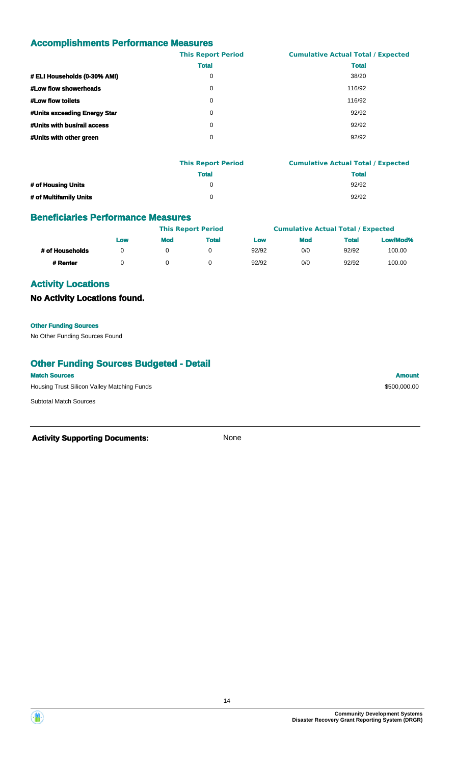## Accomplishments Performance Measures

| | This Report Period | Cumulative Actual Total / Expected |
|---|---|---|
| | Total | Total |
| # ELI Households (0-30% AMI) | 0 | 38/20 |
| #Low flow showerheads | 0 | 116/92 |
| #Low flow toilets | 0 | 116/92 |
| #Units exceeding Energy Star | 0 | 92/92 |
| #Units with bus/rail access | 0 | 92/92 |
| #Units with other green | 0 | 92/92 |

| | This Report Period | Cumulative Actual Total / Expected |
|---|---|---|
| | Total | Total |
| # of Housing Units | 0 | 92/92 |
| # of Multifamily Units | 0 | 92/92 |

## Beneficiaries Performance Measures

| | This Report Period | | | Cumulative Actual Total / Expected | | | |
|---|---|---|---|---|---|---|---|
| | Low | Mod | Total | Low | Mod | Total | Low/Mod% |
| # of Households | 0 | 0 | 0 | 92/92 | 0/0 | 92/92 | 100.00 |
| # Renter | 0 | 0 | 0 | 92/92 | 0/0 | 92/92 | 100.00 |

## Activity Locations

### No Activity Locations found.

**Other Funding Sources**

No Other Funding Sources Found

## Other Funding Sources Budgeted - Detail

| Match Sources | Amount |
|---|---|
| Housing Trust Silicon Valley Matching Funds | $500,000.00 |
| Subtotal Match Sources | |

**Activity Supporting Documents:** None